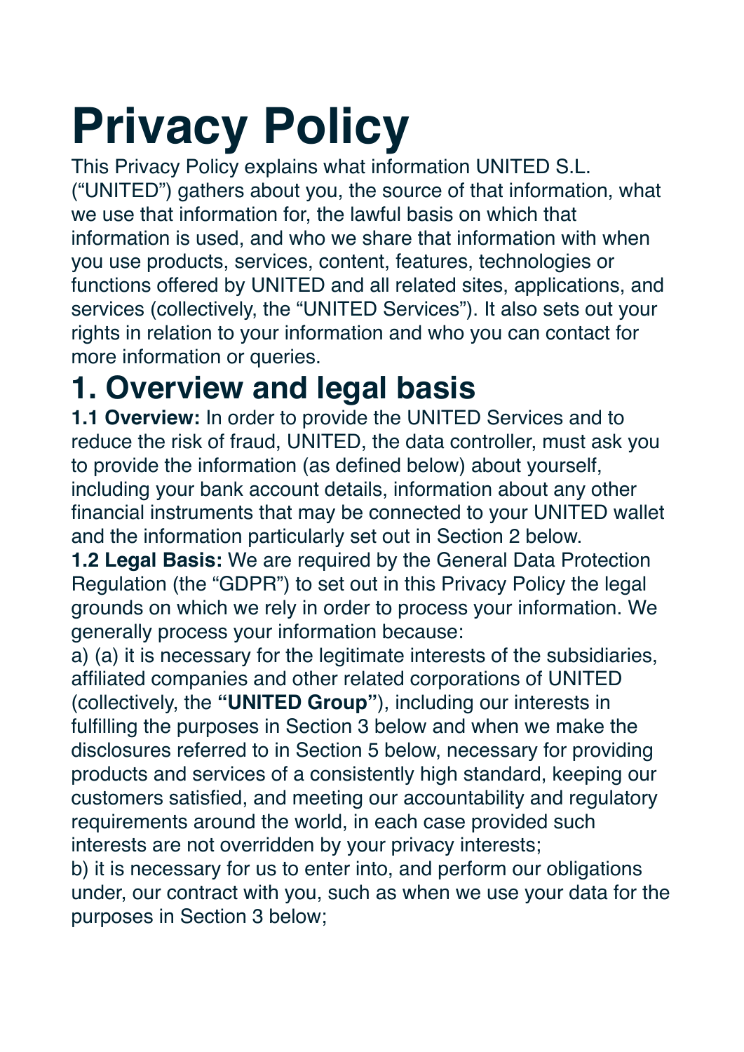# Privacy Policy

This Privacy Policy explains what information UNITED S.L. ("UNITED") gathers about you, the source of that information, what we use that information for, the lawful basis on which that information is used, and who we share that information with when you use products, services, content, features, technologies or functions offered by UNITED and all related sites, applications, and services (collectively, the "UNITED Services"). It also sets out your rights in relation to your information and who you can contact for more information or queries.

## 1. Overview and legal basis

**1.1 Overview:** In order to provide the UNITED Services and to reduce the risk of fraud, UNITED, the data controller, must ask you to provide the information (as defined below) about yourself, including your bank account details, information about any other financial instruments that may be connected to your UNITED wallet and the information particularly set out in Section 2 below.

**1.2 Legal Basis:** We are required by the General Data Protection Regulation (the "GDPR") to set out in this Privacy Policy the legal grounds on which we rely in order to process your information. We generally process your information because:

a) (a) it is necessary for the legitimate interests of the subsidiaries, affiliated companies and other related corporations of UNITED (collectively, the **"UNITED Group"**), including our interests in fulfilling the purposes in Section 3 below and when we make the disclosures referred to in Section 5 below, necessary for providing products and services of a consistently high standard, keeping our customers satisfied, and meeting our accountability and regulatory requirements around the world, in each case provided such interests are not overridden by your privacy interests;

b) it is necessary for us to enter into, and perform our obligations under, our contract with you, such as when we use your data for the purposes in Section 3 below;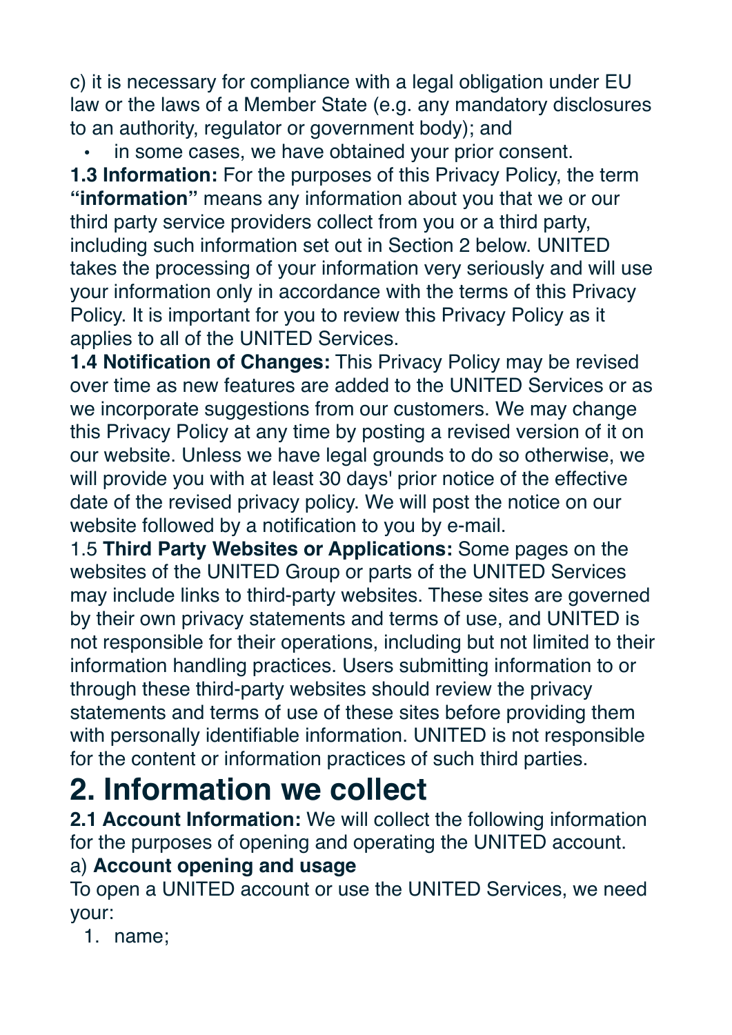c) it is necessary for compliance with a legal obligation under EU law or the laws of a Member State (e.g. any mandatory disclosures to an authority, regulator or government body); and

- in some cases, we have obtained your prior consent.

**1.3 Information:** For the purposes of this Privacy Policy, the term **"information"** means any information about you that we or our third party service providers collect from you or a third party, including such information set out in Section 2 below. UNITED takes the processing of your information very seriously and will use your information only in accordance with the terms of this Privacy Policy. It is important for you to review this Privacy Policy as it applies to all of the UNITED Services.

**1.4 Notification of Changes:** This Privacy Policy may be revised over time as new features are added to the UNITED Services or as we incorporate suggestions from our customers. We may change this Privacy Policy at any time by posting a revised version of it on our website. Unless we have legal grounds to do so otherwise, we will provide you with at least 30 days' prior notice of the effective date of the revised privacy policy. We will post the notice on our website followed by a notification to you by e-mail.

1.5 **Third Party Websites or Applications:** Some pages on the websites of the UNITED Group or parts of the UNITED Services may include links to third-party websites. These sites are governed by their own privacy statements and terms of use, and UNITED is not responsible for their operations, including but not limited to their information handling practices. Users submitting information to or through these third-party websites should review the privacy statements and terms of use of these sites before providing them with personally identifiable information. UNITED is not responsible for the content or information practices of such third parties.

# 2. Information we collect

**2.1 Account Information:** We will collect the following information for the purposes of opening and operating the UNITED account.

a) **Account opening and usage**

To open a UNITED account or use the UNITED Services, we need your:

1. name;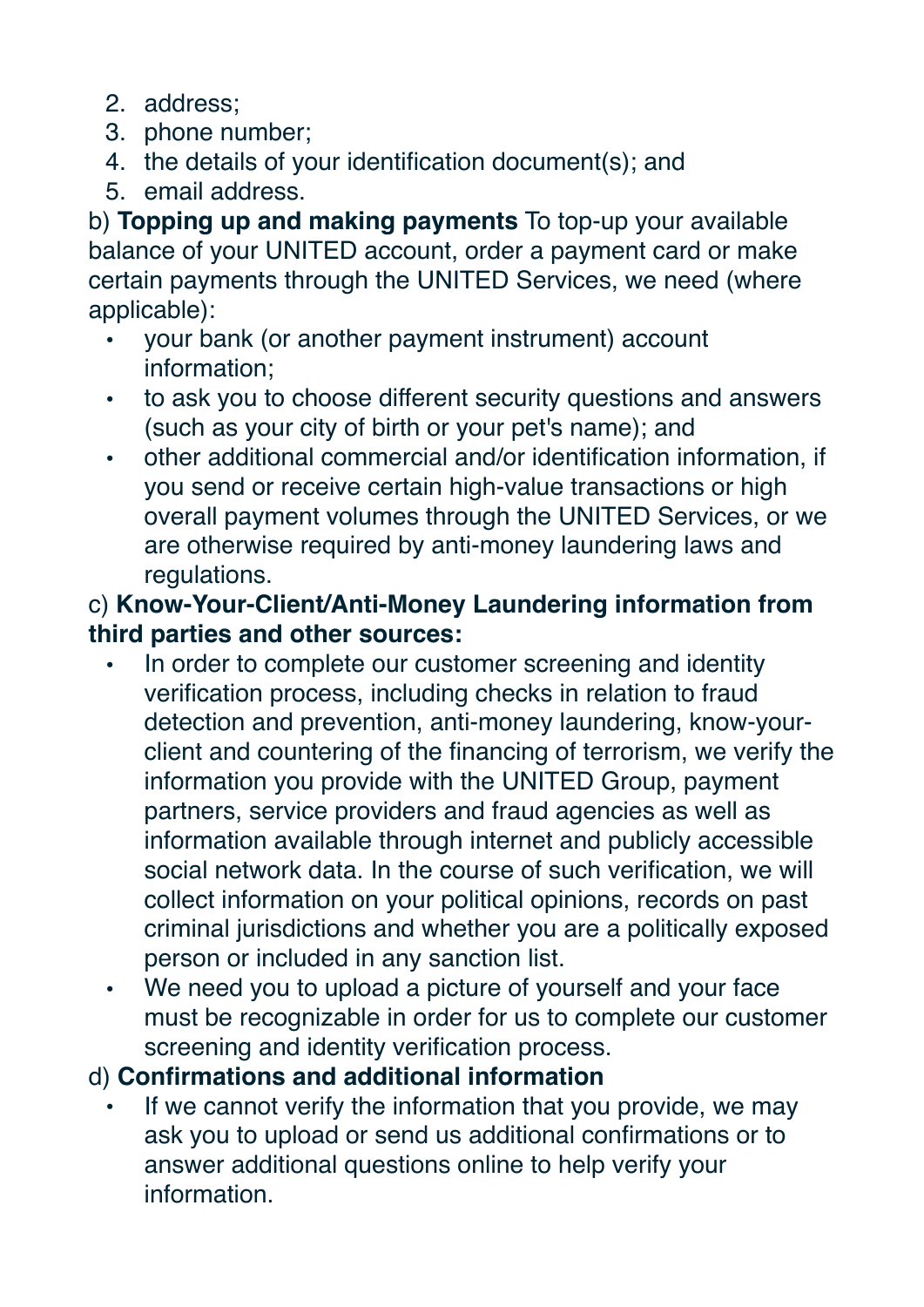2. address;
3. phone number;
4. the details of your identification document(s); and
5. email address.

b) **Topping up and making payments** To top-up your available balance of your UNITED account, order a payment card or make certain payments through the UNITED Services, we need (where applicable):

- your bank (or another payment instrument) account information;
- to ask you to choose different security questions and answers (such as your city of birth or your pet's name); and
- other additional commercial and/or identification information, if you send or receive certain high-value transactions or high overall payment volumes through the UNITED Services, or we are otherwise required by anti-money laundering laws and regulations.

c) **Know-Your-Client/Anti-Money Laundering information from third parties and other sources:**

- In order to complete our customer screening and identity verification process, including checks in relation to fraud detection and prevention, anti-money laundering, know-your-client and countering of the financing of terrorism, we verify the information you provide with the UNITED Group, payment partners, service providers and fraud agencies as well as information available through internet and publicly accessible social network data. In the course of such verification, we will collect information on your political opinions, records on past criminal jurisdictions and whether you are a politically exposed person or included in any sanction list.
- We need you to upload a picture of yourself and your face must be recognizable in order for us to complete our customer screening and identity verification process.

d) **Confirmations and additional information**

- If we cannot verify the information that you provide, we may ask you to upload or send us additional confirmations or to answer additional questions online to help verify your information.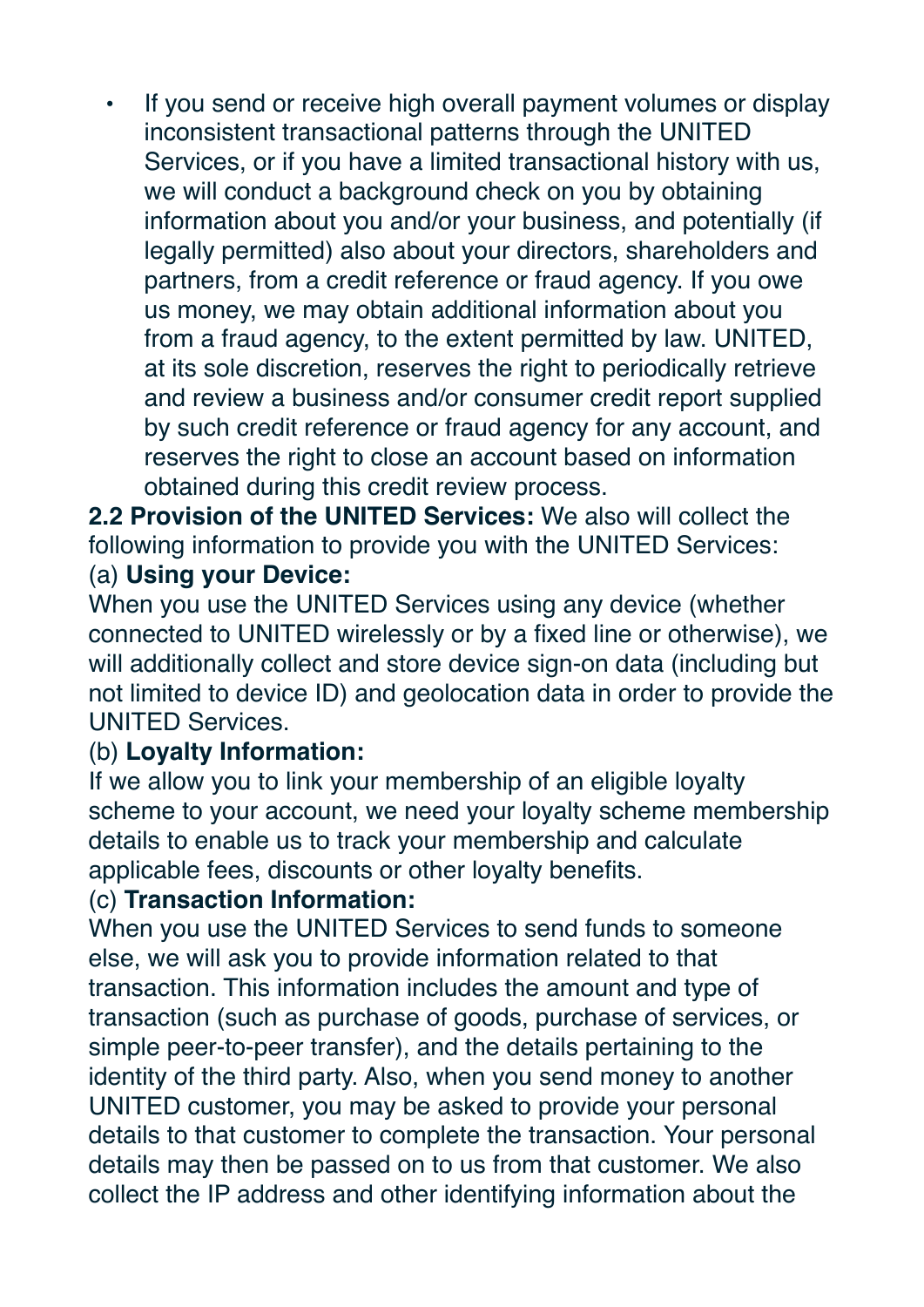- If you send or receive high overall payment volumes or display inconsistent transactional patterns through the UNITED Services, or if you have a limited transactional history with us, we will conduct a background check on you by obtaining information about you and/or your business, and potentially (if legally permitted) also about your directors, shareholders and partners, from a credit reference or fraud agency. If you owe us money, we may obtain additional information about you from a fraud agency, to the extent permitted by law. UNITED, at its sole discretion, reserves the right to periodically retrieve and review a business and/or consumer credit report supplied by such credit reference or fraud agency for any account, and reserves the right to close an account based on information obtained during this credit review process.

**2.2 Provision of the UNITED Services:** We also will collect the following information to provide you with the UNITED Services:

(a) **Using your Device:**

When you use the UNITED Services using any device (whether connected to UNITED wirelessly or by a fixed line or otherwise), we will additionally collect and store device sign-on data (including but not limited to device ID) and geolocation data in order to provide the UNITED Services.

(b) **Loyalty Information:**

If we allow you to link your membership of an eligible loyalty scheme to your account, we need your loyalty scheme membership details to enable us to track your membership and calculate applicable fees, discounts or other loyalty benefits.

(c) **Transaction Information:**

When you use the UNITED Services to send funds to someone else, we will ask you to provide information related to that transaction. This information includes the amount and type of transaction (such as purchase of goods, purchase of services, or simple peer-to-peer transfer), and the details pertaining to the identity of the third party. Also, when you send money to another UNITED customer, you may be asked to provide your personal details to that customer to complete the transaction. Your personal details may then be passed on to us from that customer. We also collect the IP address and other identifying information about the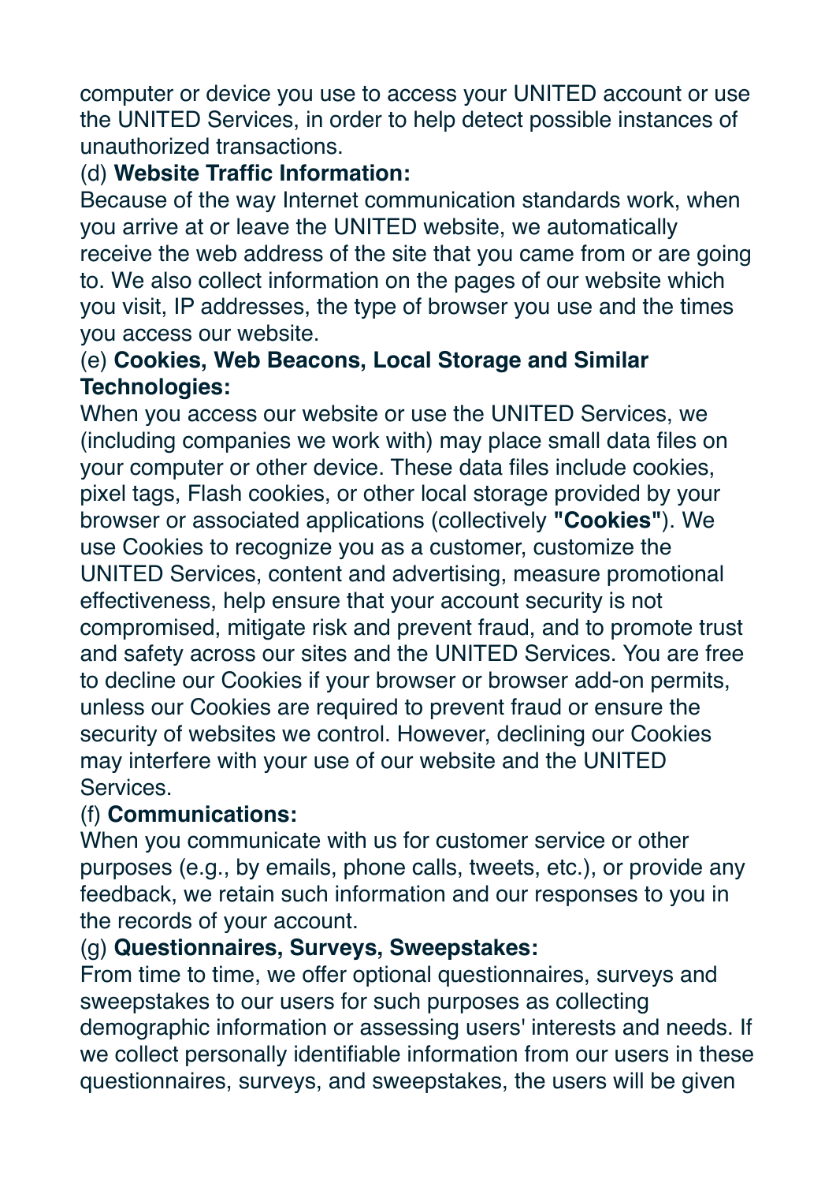computer or device you use to access your UNITED account or use the UNITED Services, in order to help detect possible instances of unauthorized transactions.

(d) **Website Traffic Information:**

Because of the way Internet communication standards work, when you arrive at or leave the UNITED website, we automatically receive the web address of the site that you came from or are going to. We also collect information on the pages of our website which you visit, IP addresses, the type of browser you use and the times you access our website.

(e) **Cookies, Web Beacons, Local Storage and Similar Technologies:**

When you access our website or use the UNITED Services, we (including companies we work with) may place small data files on your computer or other device. These data files include cookies, pixel tags, Flash cookies, or other local storage provided by your browser or associated applications (collectively **"Cookies"**). We use Cookies to recognize you as a customer, customize the UNITED Services, content and advertising, measure promotional effectiveness, help ensure that your account security is not compromised, mitigate risk and prevent fraud, and to promote trust and safety across our sites and the UNITED Services. You are free to decline our Cookies if your browser or browser add-on permits, unless our Cookies are required to prevent fraud or ensure the security of websites we control. However, declining our Cookies may interfere with your use of our website and the UNITED Services.

(f) **Communications:**

When you communicate with us for customer service or other purposes (e.g., by emails, phone calls, tweets, etc.), or provide any feedback, we retain such information and our responses to you in the records of your account.

(g) **Questionnaires, Surveys, Sweepstakes:**

From time to time, we offer optional questionnaires, surveys and sweepstakes to our users for such purposes as collecting demographic information or assessing users' interests and needs. If we collect personally identifiable information from our users in these questionnaires, surveys, and sweepstakes, the users will be given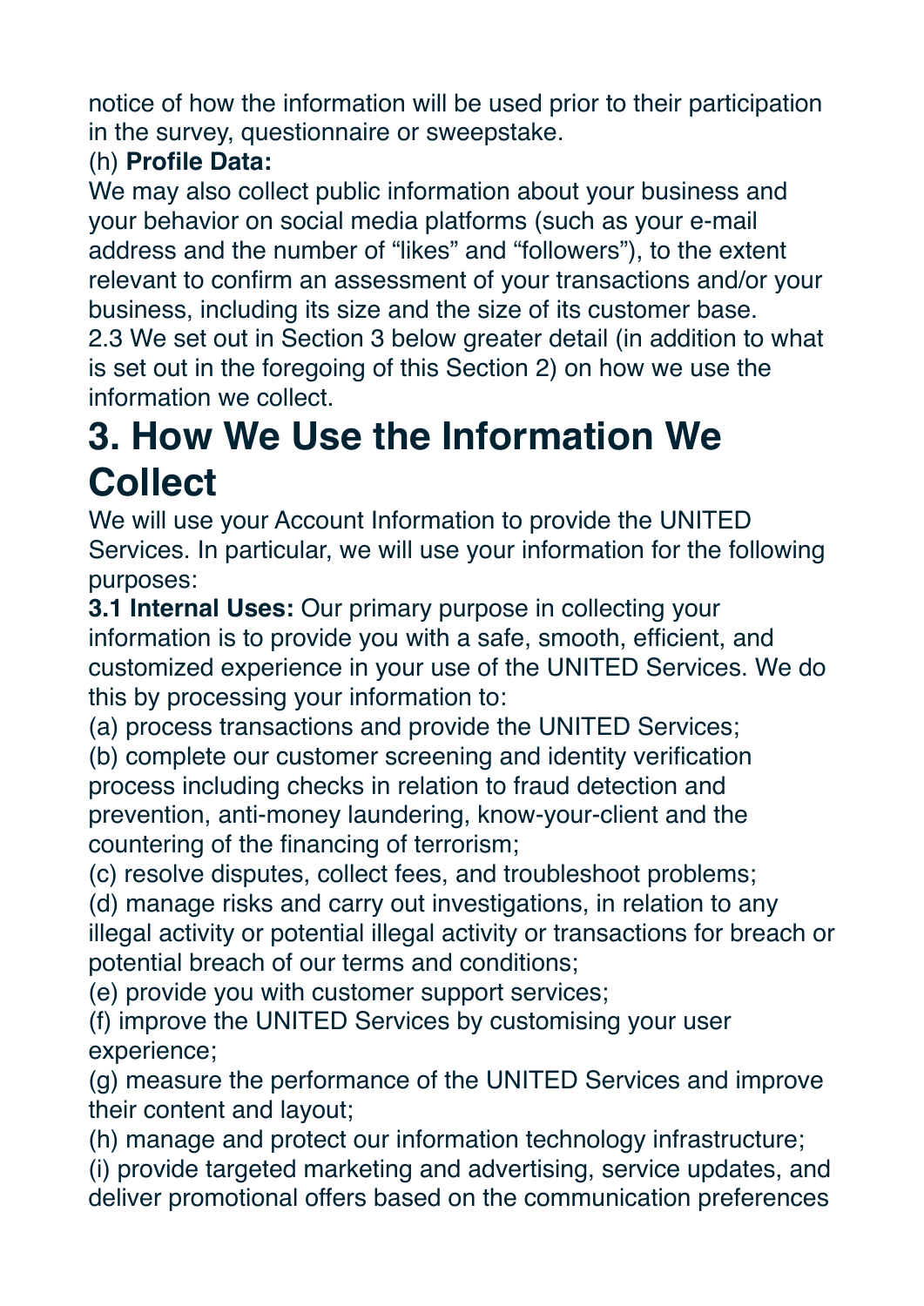notice of how the information will be used prior to their participation in the survey, questionnaire or sweepstake.

(h) **Profile Data:**

We may also collect public information about your business and your behavior on social media platforms (such as your e-mail address and the number of “likes” and “followers”), to the extent relevant to confirm an assessment of your transactions and/or your business, including its size and the size of its customer base.

2.3 We set out in Section 3 below greater detail (in addition to what is set out in the foregoing of this Section 2) on how we use the information we collect.

# 3. How We Use the Information We Collect

We will use your Account Information to provide the UNITED Services. In particular, we will use your information for the following purposes:

**3.1 Internal Uses:** Our primary purpose in collecting your information is to provide you with a safe, smooth, efficient, and customized experience in your use of the UNITED Services. We do this by processing your information to:

(a) process transactions and provide the UNITED Services;

(b) complete our customer screening and identity verification process including checks in relation to fraud detection and prevention, anti-money laundering, know-your-client and the countering of the financing of terrorism;

(c) resolve disputes, collect fees, and troubleshoot problems;

(d) manage risks and carry out investigations, in relation to any illegal activity or potential illegal activity or transactions for breach or potential breach of our terms and conditions;

(e) provide you with customer support services;

(f) improve the UNITED Services by customising your user experience;

(g) measure the performance of the UNITED Services and improve their content and layout;

(h) manage and protect our information technology infrastructure;

(i) provide targeted marketing and advertising, service updates, and deliver promotional offers based on the communication preferences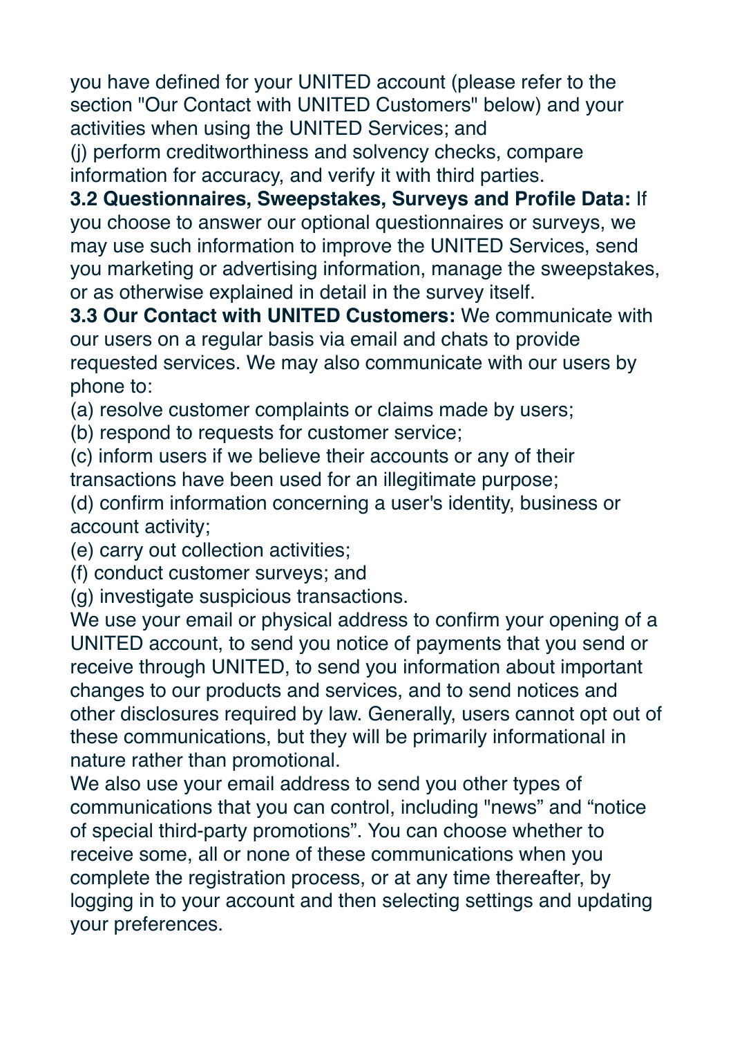you have defined for your UNITED account (please refer to the section "Our Contact with UNITED Customers" below) and your activities when using the UNITED Services; and

(j) perform creditworthiness and solvency checks, compare information for accuracy, and verify it with third parties.

**3.2 Questionnaires, Sweepstakes, Surveys and Profile Data:** If you choose to answer our optional questionnaires or surveys, we may use such information to improve the UNITED Services, send you marketing or advertising information, manage the sweepstakes, or as otherwise explained in detail in the survey itself.

**3.3 Our Contact with UNITED Customers:** We communicate with our users on a regular basis via email and chats to provide requested services. We may also communicate with our users by phone to:

(a) resolve customer complaints or claims made by users;

(b) respond to requests for customer service;

(c) inform users if we believe their accounts or any of their transactions have been used for an illegitimate purpose;

(d) confirm information concerning a user's identity, business or account activity;

(e) carry out collection activities;

(f) conduct customer surveys; and

(g) investigate suspicious transactions.

We use your email or physical address to confirm your opening of a UNITED account, to send you notice of payments that you send or receive through UNITED, to send you information about important changes to our products and services, and to send notices and other disclosures required by law. Generally, users cannot opt out of these communications, but they will be primarily informational in nature rather than promotional.

We also use your email address to send you other types of communications that you can control, including "news" and "notice of special third-party promotions". You can choose whether to receive some, all or none of these communications when you complete the registration process, or at any time thereafter, by logging in to your account and then selecting settings and updating your preferences.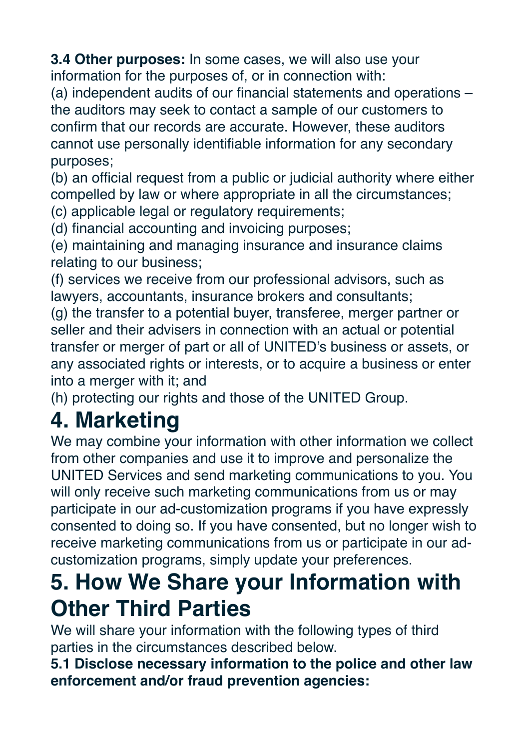**3.4 Other purposes:** In some cases, we will also use your information for the purposes of, or in connection with:

(a) independent audits of our financial statements and operations – the auditors may seek to contact a sample of our customers to confirm that our records are accurate. However, these auditors cannot use personally identifiable information for any secondary purposes;

(b) an official request from a public or judicial authority where either compelled by law or where appropriate in all the circumstances;

(c) applicable legal or regulatory requirements;

(d) financial accounting and invoicing purposes;

(e) maintaining and managing insurance and insurance claims relating to our business;

(f) services we receive from our professional advisors, such as lawyers, accountants, insurance brokers and consultants;

(g) the transfer to a potential buyer, transferee, merger partner or seller and their advisers in connection with an actual or potential transfer or merger of part or all of UNITED's business or assets, or any associated rights or interests, or to acquire a business or enter into a merger with it; and

(h) protecting our rights and those of the UNITED Group.

# 4. Marketing

We may combine your information with other information we collect from other companies and use it to improve and personalize the UNITED Services and send marketing communications to you. You will only receive such marketing communications from us or may participate in our ad-customization programs if you have expressly consented to doing so. If you have consented, but no longer wish to receive marketing communications from us or participate in our ad-customization programs, simply update your preferences.

# 5. How We Share your Information with Other Third Parties

We will share your information with the following types of third parties in the circumstances described below.

**5.1 Disclose necessary information to the police and other law enforcement and/or fraud prevention agencies:**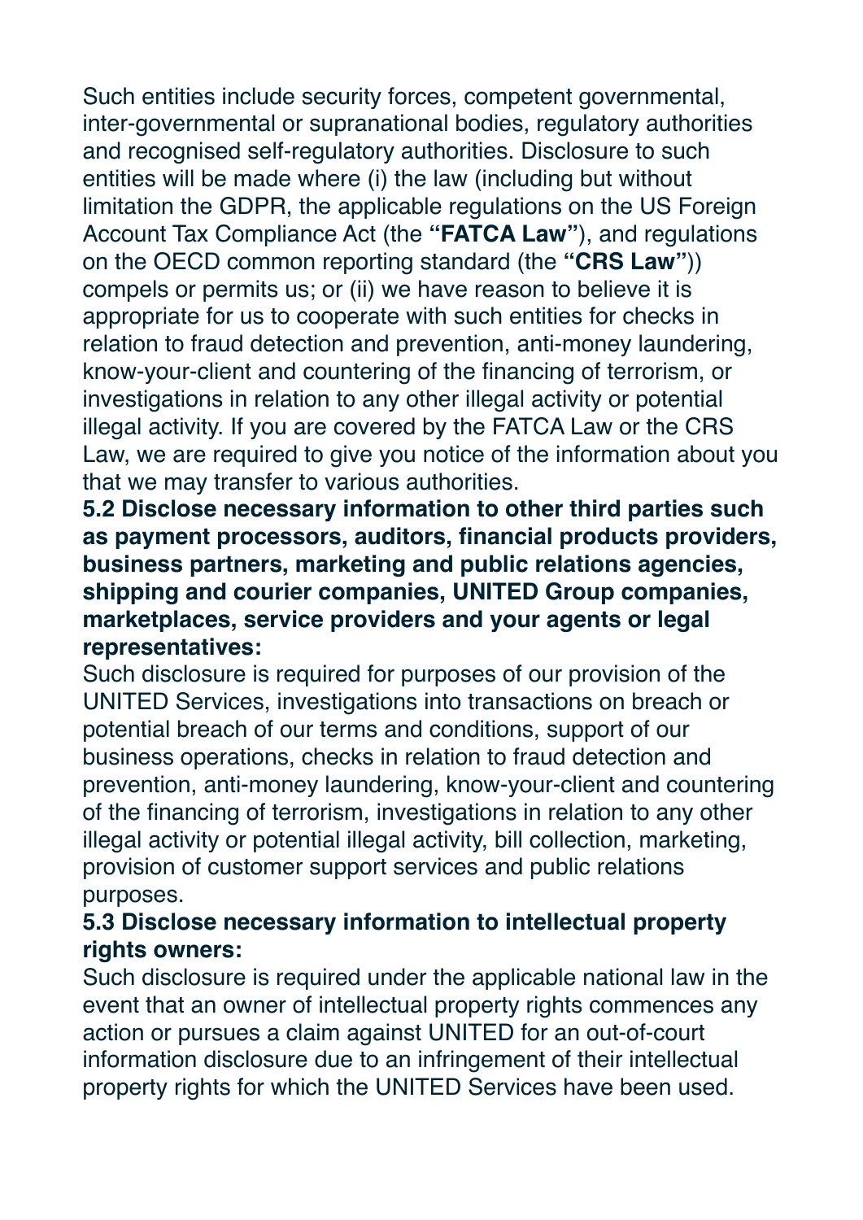Such entities include security forces, competent governmental, inter-governmental or supranational bodies, regulatory authorities and recognised self-regulatory authorities. Disclosure to such entities will be made where (i) the law (including but without limitation the GDPR, the applicable regulations on the US Foreign Account Tax Compliance Act (the **"FATCA Law"**), and regulations on the OECD common reporting standard (the **"CRS Law"**)) compels or permits us; or (ii) we have reason to believe it is appropriate for us to cooperate with such entities for checks in relation to fraud detection and prevention, anti-money laundering, know-your-client and countering of the financing of terrorism, or investigations in relation to any other illegal activity or potential illegal activity. If you are covered by the FATCA Law or the CRS Law, we are required to give you notice of the information about you that we may transfer to various authorities.

**5.2 Disclose necessary information to other third parties such as payment processors, auditors, financial products providers, business partners, marketing and public relations agencies, shipping and courier companies, UNITED Group companies, marketplaces, service providers and your agents or legal representatives:**

Such disclosure is required for purposes of our provision of the UNITED Services, investigations into transactions on breach or potential breach of our terms and conditions, support of our business operations, checks in relation to fraud detection and prevention, anti-money laundering, know-your-client and countering of the financing of terrorism, investigations in relation to any other illegal activity or potential illegal activity, bill collection, marketing, provision of customer support services and public relations purposes.

**5.3 Disclose necessary information to intellectual property rights owners:**

Such disclosure is required under the applicable national law in the event that an owner of intellectual property rights commences any action or pursues a claim against UNITED for an out-of-court information disclosure due to an infringement of their intellectual property rights for which the UNITED Services have been used.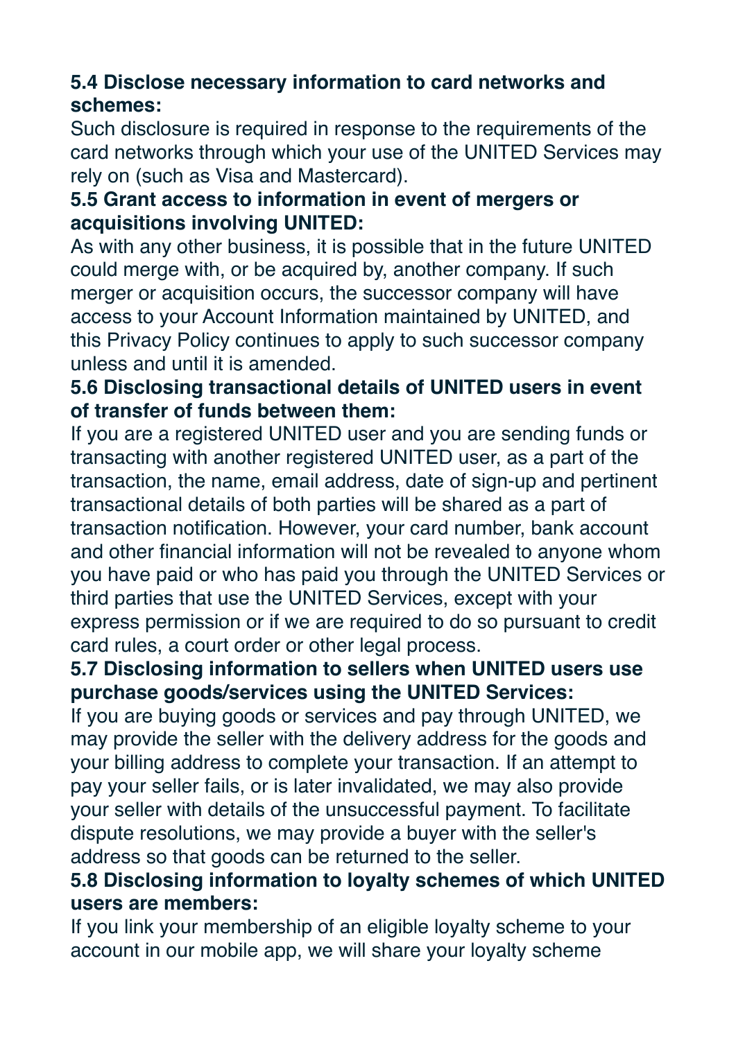**5.4 Disclose necessary information to card networks and schemes:**

Such disclosure is required in response to the requirements of the card networks through which your use of the UNITED Services may rely on (such as Visa and Mastercard).

**5.5 Grant access to information in event of mergers or acquisitions involving UNITED:**

As with any other business, it is possible that in the future UNITED could merge with, or be acquired by, another company. If such merger or acquisition occurs, the successor company will have access to your Account Information maintained by UNITED, and this Privacy Policy continues to apply to such successor company unless and until it is amended.

**5.6 Disclosing transactional details of UNITED users in event of transfer of funds between them:**

If you are a registered UNITED user and you are sending funds or transacting with another registered UNITED user, as a part of the transaction, the name, email address, date of sign-up and pertinent transactional details of both parties will be shared as a part of transaction notification. However, your card number, bank account and other financial information will not be revealed to anyone whom you have paid or who has paid you through the UNITED Services or third parties that use the UNITED Services, except with your express permission or if we are required to do so pursuant to credit card rules, a court order or other legal process.

**5.7 Disclosing information to sellers when UNITED users use purchase goods/services using the UNITED Services:**

If you are buying goods or services and pay through UNITED, we may provide the seller with the delivery address for the goods and your billing address to complete your transaction. If an attempt to pay your seller fails, or is later invalidated, we may also provide your seller with details of the unsuccessful payment. To facilitate dispute resolutions, we may provide a buyer with the seller's address so that goods can be returned to the seller.

**5.8 Disclosing information to loyalty schemes of which UNITED users are members:**

If you link your membership of an eligible loyalty scheme to your account in our mobile app, we will share your loyalty scheme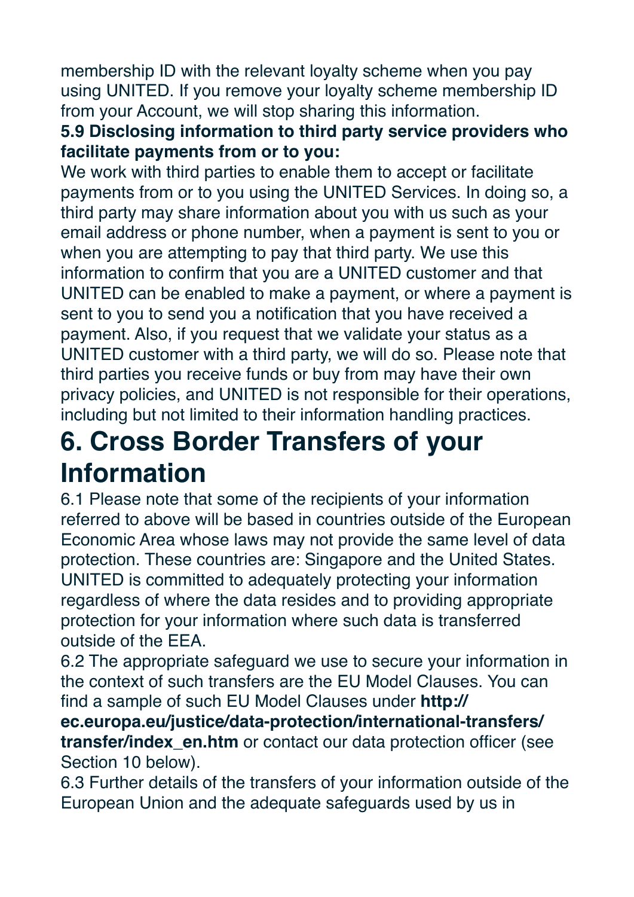membership ID with the relevant loyalty scheme when you pay using UNITED. If you remove your loyalty scheme membership ID from your Account, we will stop sharing this information.

**5.9 Disclosing information to third party service providers who facilitate payments from or to you:**

We work with third parties to enable them to accept or facilitate payments from or to you using the UNITED Services. In doing so, a third party may share information about you with us such as your email address or phone number, when a payment is sent to you or when you are attempting to pay that third party. We use this information to confirm that you are a UNITED customer and that UNITED can be enabled to make a payment, or where a payment is sent to you to send you a notification that you have received a payment. Also, if you request that we validate your status as a UNITED customer with a third party, we will do so. Please note that third parties you receive funds or buy from may have their own privacy policies, and UNITED is not responsible for their operations, including but not limited to their information handling practices.

# 6. Cross Border Transfers of your Information

6.1 Please note that some of the recipients of your information referred to above will be based in countries outside of the European Economic Area whose laws may not provide the same level of data protection. These countries are: Singapore and the United States. UNITED is committed to adequately protecting your information regardless of where the data resides and to providing appropriate protection for your information where such data is transferred outside of the EEA.

6.2 The appropriate safeguard we use to secure your information in the context of such transfers are the EU Model Clauses. You can find a sample of such EU Model Clauses under **http://ec.europa.eu/justice/data-protection/international-transfers/transfer/index_en.htm** or contact our data protection officer (see Section 10 below).

6.3 Further details of the transfers of your information outside of the European Union and the adequate safeguards used by us in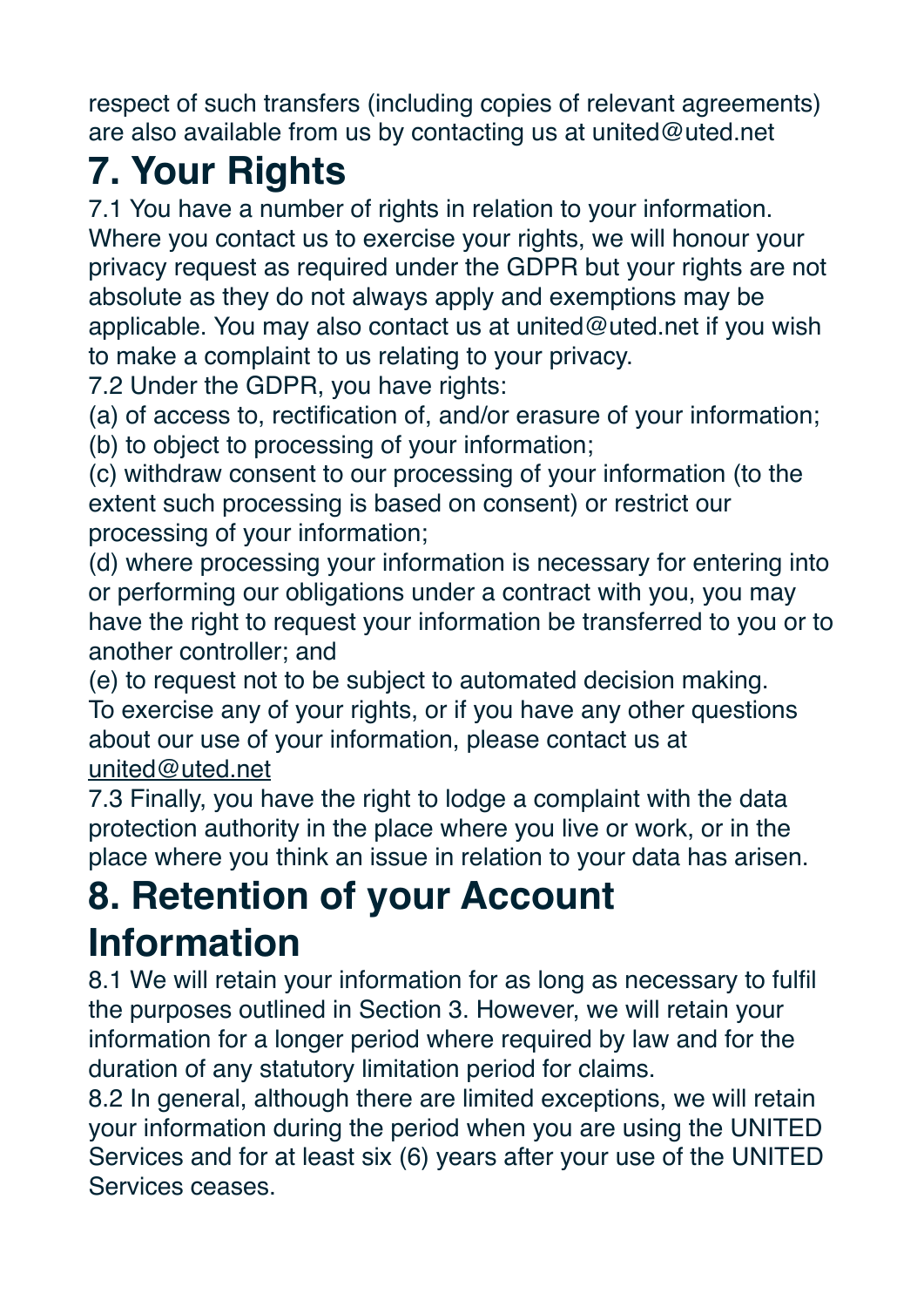respect of such transfers (including copies of relevant agreements) are also available from us by contacting us at united@uted.net

# 7. Your Rights

7.1 You have a number of rights in relation to your information. Where you contact us to exercise your rights, we will honour your privacy request as required under the GDPR but your rights are not absolute as they do not always apply and exemptions may be applicable. You may also contact us at united@uted.net if you wish to make a complaint to us relating to your privacy.

7.2 Under the GDPR, you have rights:

(a) of access to, rectification of, and/or erasure of your information;

(b) to object to processing of your information;

(c) withdraw consent to our processing of your information (to the extent such processing is based on consent) or restrict our processing of your information;

(d) where processing your information is necessary for entering into or performing our obligations under a contract with you, you may have the right to request your information be transferred to you or to another controller; and

(e) to request not to be subject to automated decision making.

To exercise any of your rights, or if you have any other questions about our use of your information, please contact us at united@uted.net

7.3 Finally, you have the right to lodge a complaint with the data protection authority in the place where you live or work, or in the place where you think an issue in relation to your data has arisen.

# 8. Retention of your Account Information

8.1 We will retain your information for as long as necessary to fulfil the purposes outlined in Section 3. However, we will retain your information for a longer period where required by law and for the duration of any statutory limitation period for claims.

8.2 In general, although there are limited exceptions, we will retain your information during the period when you are using the UNITED Services and for at least six (6) years after your use of the UNITED Services ceases.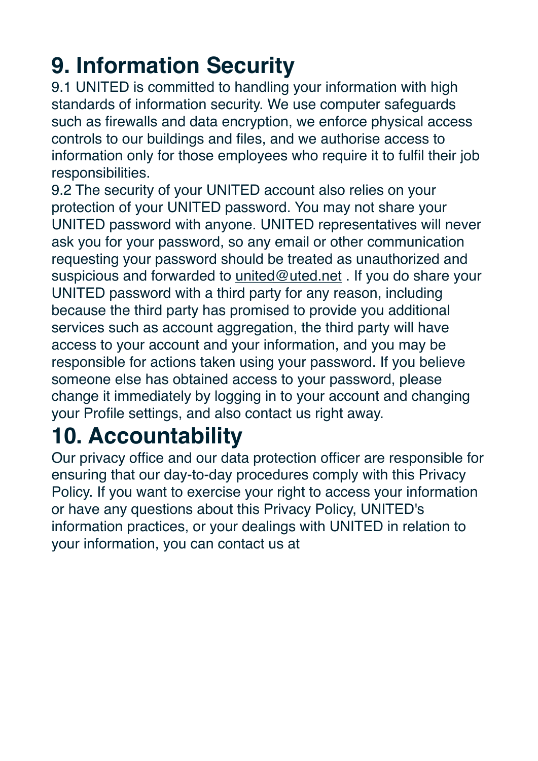# 9. Information Security

9.1 UNITED is committed to handling your information with high standards of information security. We use computer safeguards such as firewalls and data encryption, we enforce physical access controls to our buildings and files, and we authorise access to information only for those employees who require it to fulfil their job responsibilities.

9.2 The security of your UNITED account also relies on your protection of your UNITED password. You may not share your UNITED password with anyone. UNITED representatives will never ask you for your password, so any email or other communication requesting your password should be treated as unauthorized and suspicious and forwarded to united@uted.net . If you do share your UNITED password with a third party for any reason, including because the third party has promised to provide you additional services such as account aggregation, the third party will have access to your account and your information, and you may be responsible for actions taken using your password. If you believe someone else has obtained access to your password, please change it immediately by logging in to your account and changing your Profile settings, and also contact us right away.

# 10. Accountability

Our privacy office and our data protection officer are responsible for ensuring that our day-to-day procedures comply with this Privacy Policy. If you want to exercise your right to access your information or have any questions about this Privacy Policy, UNITED's information practices, or your dealings with UNITED in relation to your information, you can contact us at